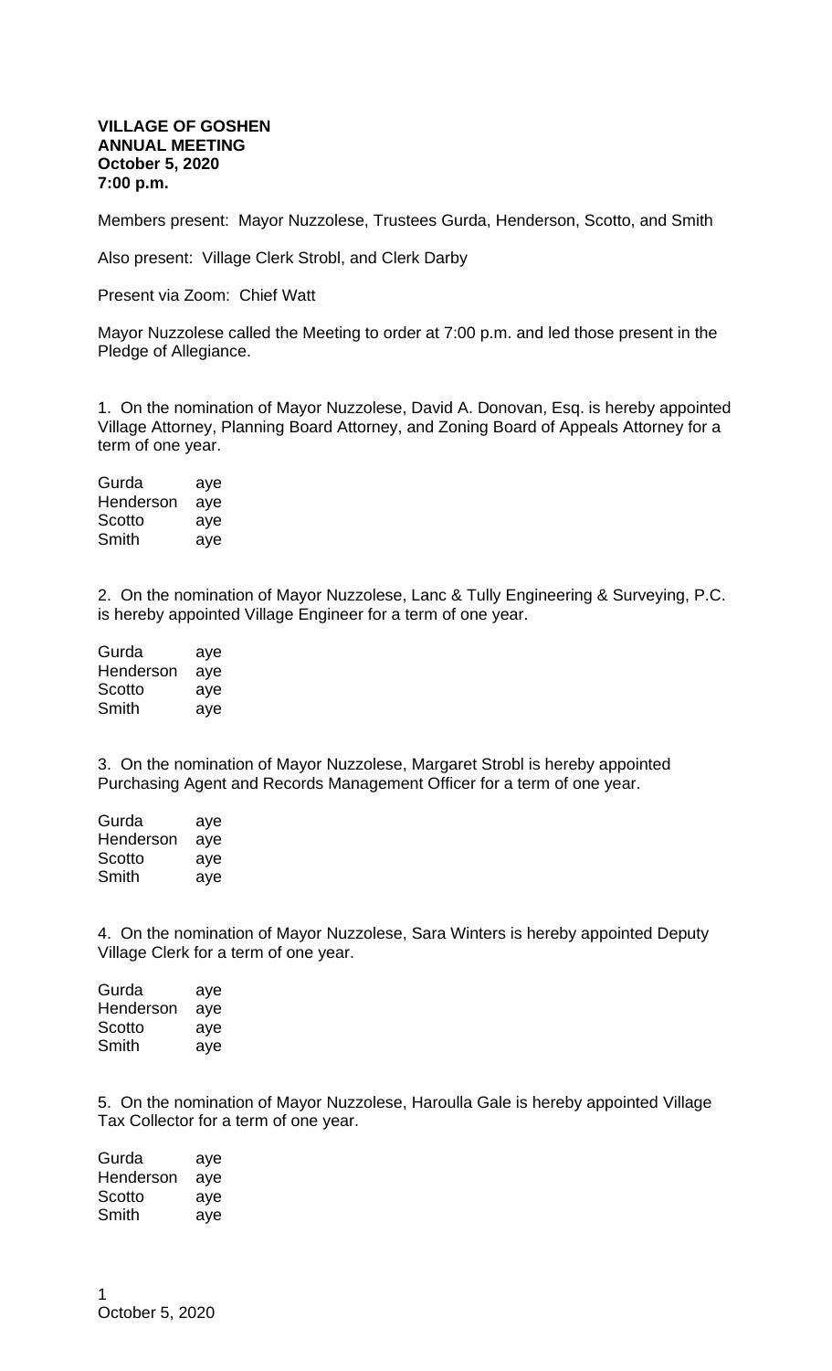**VILLAGE OF GOSHEN**
**ANNUAL MEETING**
**October 5, 2020**
**7:00 p.m.**

Members present: Mayor Nuzzolese, Trustees Gurda, Henderson, Scotto, and Smith

Also present: Village Clerk Strobl, and Clerk Darby

Present via Zoom: Chief Watt

Mayor Nuzzolese called the Meeting to order at 7:00 p.m. and led those present in the Pledge of Allegiance.

1. On the nomination of Mayor Nuzzolese, David A. Donovan, Esq. is hereby appointed Village Attorney, Planning Board Attorney, and Zoning Board of Appeals Attorney for a term of one year.

Gurda aye
Henderson aye
Scotto aye
Smith aye

2. On the nomination of Mayor Nuzzolese, Lanc & Tully Engineering & Surveying, P.C. is hereby appointed Village Engineer for a term of one year.

Gurda aye
Henderson aye
Scotto aye
Smith aye

3. On the nomination of Mayor Nuzzolese, Margaret Strobl is hereby appointed Purchasing Agent and Records Management Officer for a term of one year.

Gurda aye
Henderson aye
Scotto aye
Smith aye

4. On the nomination of Mayor Nuzzolese, Sara Winters is hereby appointed Deputy Village Clerk for a term of one year.

Gurda aye
Henderson aye
Scotto aye
Smith aye

5. On the nomination of Mayor Nuzzolese, Haroulla Gale is hereby appointed Village Tax Collector for a term of one year.

Gurda aye
Henderson aye
Scotto aye
Smith aye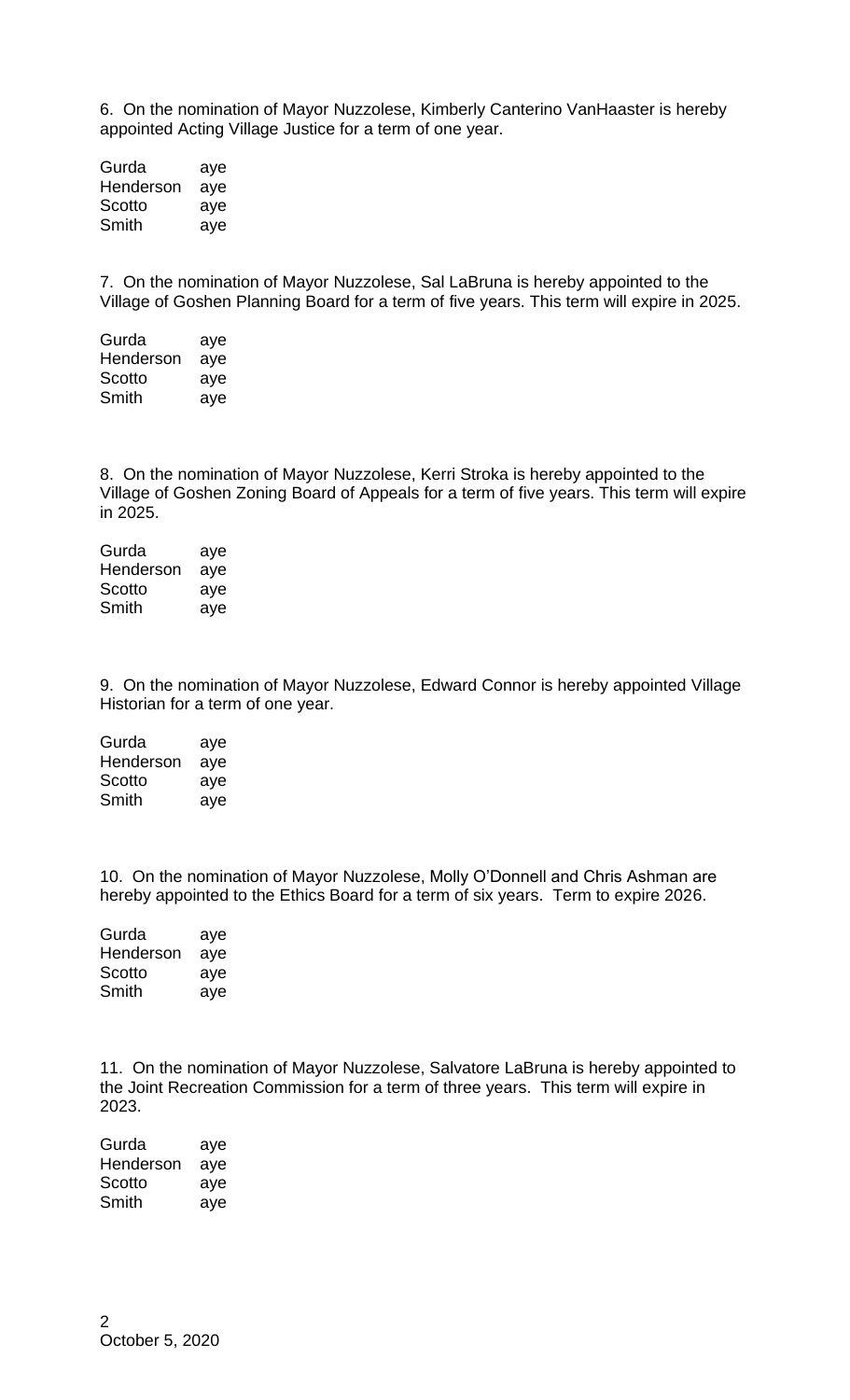6. On the nomination of Mayor Nuzzolese, Kimberly Canterino VanHaaster is hereby appointed Acting Village Justice for a term of one year.

| | |
|---|---|
| Gurda | aye |
| Henderson | aye |
| Scotto | aye |
| Smith | aye |

7. On the nomination of Mayor Nuzzolese, Sal LaBruna is hereby appointed to the Village of Goshen Planning Board for a term of five years. This term will expire in 2025.

| | |
|---|---|
| Gurda | aye |
| Henderson | aye |
| Scotto | aye |
| Smith | aye |

8. On the nomination of Mayor Nuzzolese, Kerri Stroka is hereby appointed to the Village of Goshen Zoning Board of Appeals for a term of five years. This term will expire in 2025.

| | |
|---|---|
| Gurda | aye |
| Henderson | aye |
| Scotto | aye |
| Smith | aye |

9. On the nomination of Mayor Nuzzolese, Edward Connor is hereby appointed Village Historian for a term of one year.

| | |
|---|---|
| Gurda | aye |
| Henderson | aye |
| Scotto | aye |
| Smith | aye |

10. On the nomination of Mayor Nuzzolese, Molly O'Donnell and Chris Ashman are hereby appointed to the Ethics Board for a term of six years. Term to expire 2026.

| | |
|---|---|
| Gurda | aye |
| Henderson | aye |
| Scotto | aye |
| Smith | aye |

11. On the nomination of Mayor Nuzzolese, Salvatore LaBruna is hereby appointed to the Joint Recreation Commission for a term of three years. This term will expire in 2023.

| | |
|---|---|
| Gurda | aye |
| Henderson | aye |
| Scotto | aye |
| Smith | aye |

October 5, 2020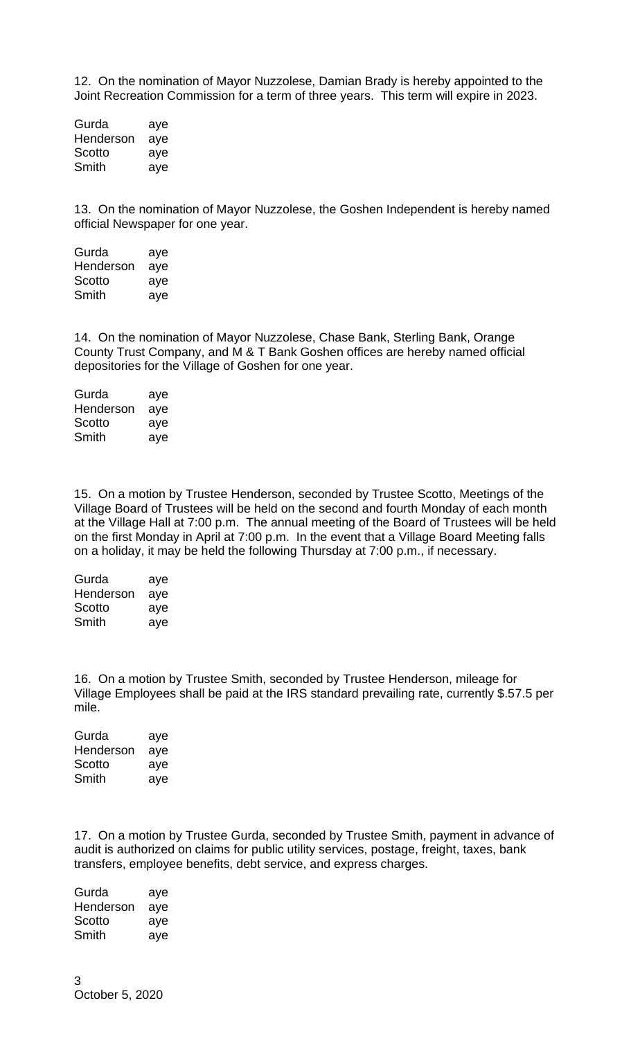12. On the nomination of Mayor Nuzzolese, Damian Brady is hereby appointed to the Joint Recreation Commission for a term of three years. This term will expire in 2023.

| | |
|---|---|
| Gurda | aye |
| Henderson | aye |
| Scotto | aye |
| Smith | aye |

13. On the nomination of Mayor Nuzzolese, the Goshen Independent is hereby named official Newspaper for one year.

| | |
|---|---|
| Gurda | aye |
| Henderson | aye |
| Scotto | aye |
| Smith | aye |

14. On the nomination of Mayor Nuzzolese, Chase Bank, Sterling Bank, Orange County Trust Company, and M & T Bank Goshen offices are hereby named official depositories for the Village of Goshen for one year.

| | |
|---|---|
| Gurda | aye |
| Henderson | aye |
| Scotto | aye |
| Smith | aye |

15. On a motion by Trustee Henderson, seconded by Trustee Scotto, Meetings of the Village Board of Trustees will be held on the second and fourth Monday of each month at the Village Hall at 7:00 p.m. The annual meeting of the Board of Trustees will be held on the first Monday in April at 7:00 p.m. In the event that a Village Board Meeting falls on a holiday, it may be held the following Thursday at 7:00 p.m., if necessary.

| | |
|---|---|
| Gurda | aye |
| Henderson | aye |
| Scotto | aye |
| Smith | aye |

16. On a motion by Trustee Smith, seconded by Trustee Henderson, mileage for Village Employees shall be paid at the IRS standard prevailing rate, currently $.57.5 per mile.

| | |
|---|---|
| Gurda | aye |
| Henderson | aye |
| Scotto | aye |
| Smith | aye |

17. On a motion by Trustee Gurda, seconded by Trustee Smith, payment in advance of audit is authorized on claims for public utility services, postage, freight, taxes, bank transfers, employee benefits, debt service, and express charges.

| | |
|---|---|
| Gurda | aye |
| Henderson | aye |
| Scotto | aye |
| Smith | aye |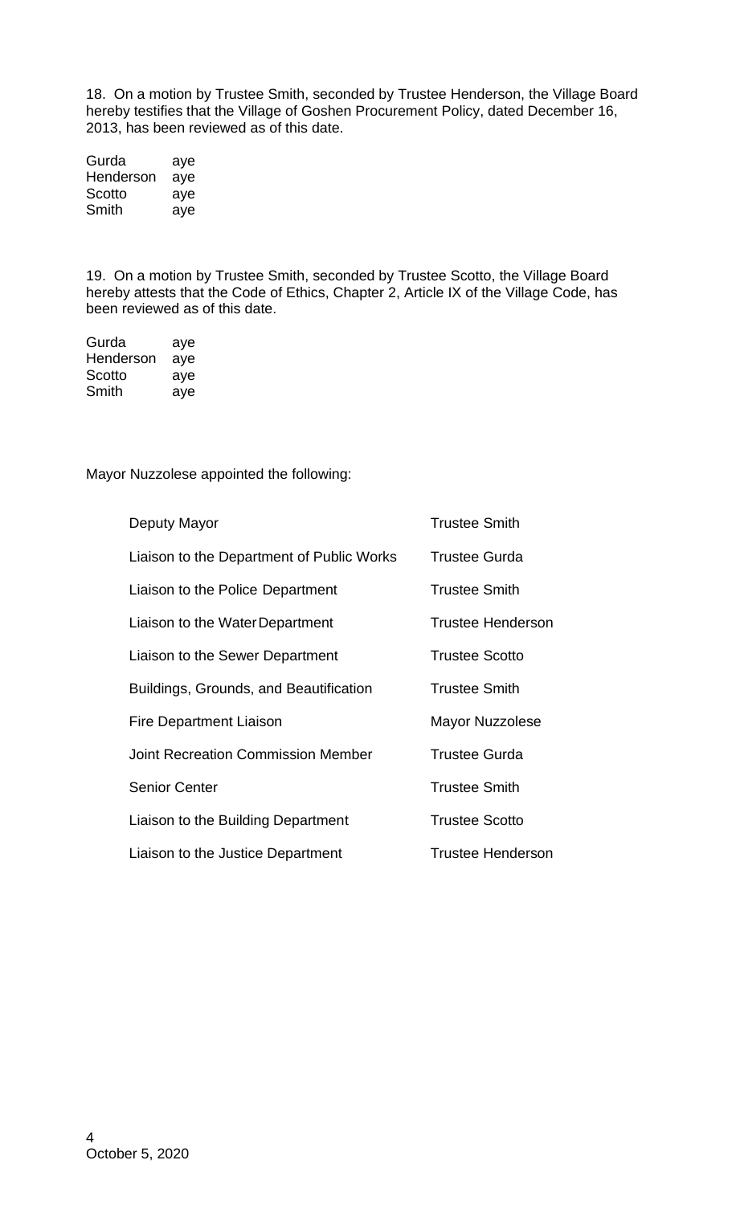18. On a motion by Trustee Smith, seconded by Trustee Henderson, the Village Board hereby testifies that the Village of Goshen Procurement Policy, dated December 16, 2013, has been reviewed as of this date.

| | |
|---|---|
| Gurda | aye |
| Henderson | aye |
| Scotto | aye |
| Smith | aye |

19. On a motion by Trustee Smith, seconded by Trustee Scotto, the Village Board hereby attests that the Code of Ethics, Chapter 2, Article IX of the Village Code, has been reviewed as of this date.

| | |
|---|---|
| Gurda | aye |
| Henderson | aye |
| Scotto | aye |
| Smith | aye |

Mayor Nuzzolese appointed the following:

| | |
|---|---|
| Deputy Mayor | Trustee Smith |
| Liaison to the Department of Public Works | Trustee Gurda |
| Liaison to the Police Department | Trustee Smith |
| Liaison to the Water Department | Trustee Henderson |
| Liaison to the Sewer Department | Trustee Scotto |
| Buildings, Grounds, and Beautification | Trustee Smith |
| Fire Department Liaison | Mayor Nuzzolese |
| Joint Recreation Commission Member | Trustee Gurda |
| Senior Center | Trustee Smith |
| Liaison to the Building Department | Trustee Scotto |
| Liaison to the Justice Department | Trustee Henderson |

October 5, 2020